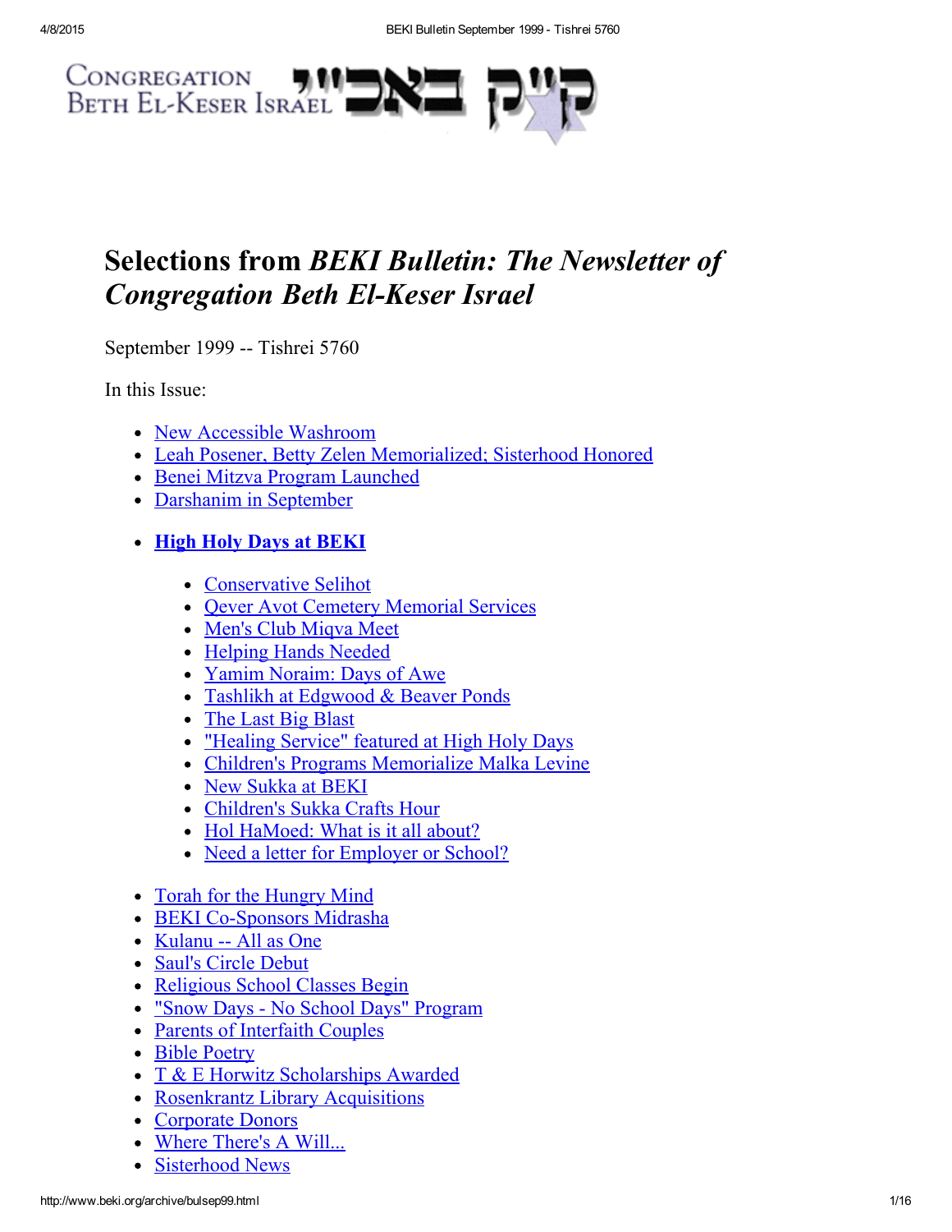Congregation Beth El-Keser Israel קי״ק באבי״י

# Selections from *BEKI Bulletin: The Newsletter of Congregation Beth El-Keser Israel*

September 1999 -- Tishrei 5760

In this Issue:

- New Accessible Washroom
- Leah Posener, Betty Zelen Memorialized; Sisterhood Honored
- Benei Mitzva Program Launched
- Darshanim in September
- **High Holy Days at BEKI**
  - Conservative Selihot
  - Qever Avot Cemetery Memorial Services
  - Men's Club Miqva Meet
  - Helping Hands Needed
  - Yamim Noraim: Days of Awe
  - Tashlikh at Edgwood & Beaver Ponds
  - The Last Big Blast
  - "Healing Service" featured at High Holy Days
  - Children's Programs Memorialize Malka Levine
  - New Sukka at BEKI
  - Children's Sukka Crafts Hour
  - Hol HaMoed: What is it all about?
  - Need a letter for Employer or School?
- Torah for the Hungry Mind
- BEKI Co-Sponsors Midrasha
- Kulanu -- All as One
- Saul's Circle Debut
- Religious School Classes Begin
- "Snow Days - No School Days" Program
- Parents of Interfaith Couples
- Bible Poetry
- T & E Horwitz Scholarships Awarded
- Rosenkrantz Library Acquisitions
- Corporate Donors
- Where There's A Will...
- Sisterhood News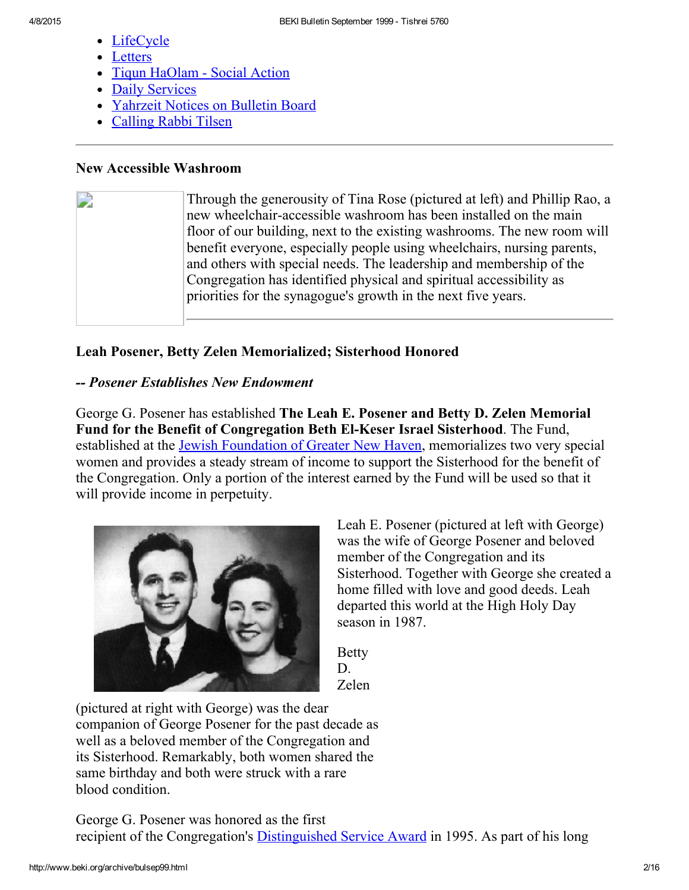- [LifeCycle]
- [Letters]
- [Tiqun HaOlam - Social Action]
- [Daily Services]
- [Yahrzeit Notices on Bulletin Board]
- [Calling Rabbi Tilsen]

---

### New Accessible Washroom

Through the generosity of Tina Rose (pictured at left) and Phillip Rao, a new wheelchair-accessible washroom has been installed on the main floor of our building, next to the existing washrooms. The new room will benefit everyone, especially people using wheelchairs, nursing parents, and others with special needs. The leadership and membership of the Congregation has identified physical and spiritual accessibility as priorities for the synagogue's growth in the next five years.

---

### Leah Posener, Betty Zelen Memorialized; Sisterhood Honored

***-- Posener Establishes New Endowment***

George G. Posener has established **The Leah E. Posener and Betty D. Zelen Memorial Fund for the Benefit of Congregation Beth El-Keser Israel Sisterhood**. The Fund, established at the Jewish Foundation of Greater New Haven, memorializes two very special women and provides a steady stream of income to support the Sisterhood for the benefit of the Congregation. Only a portion of the interest earned by the Fund will be used so that it will provide income in perpetuity.

Leah E. Posener (pictured at left with George) was the wife of George Posener and beloved member of the Congregation and its Sisterhood. Together with George she created a home filled with love and good deeds. Leah departed this world at the High Holy Day season in 1987.

Betty D. Zelen (pictured at right with George) was the dear companion of George Posener for the past decade as well as a beloved member of the Congregation and its Sisterhood. Remarkably, both women shared the same birthday and both were struck with a rare blood condition.

George G. Posener was honored as the first recipient of the Congregation's Distinguished Service Award in 1995. As part of his long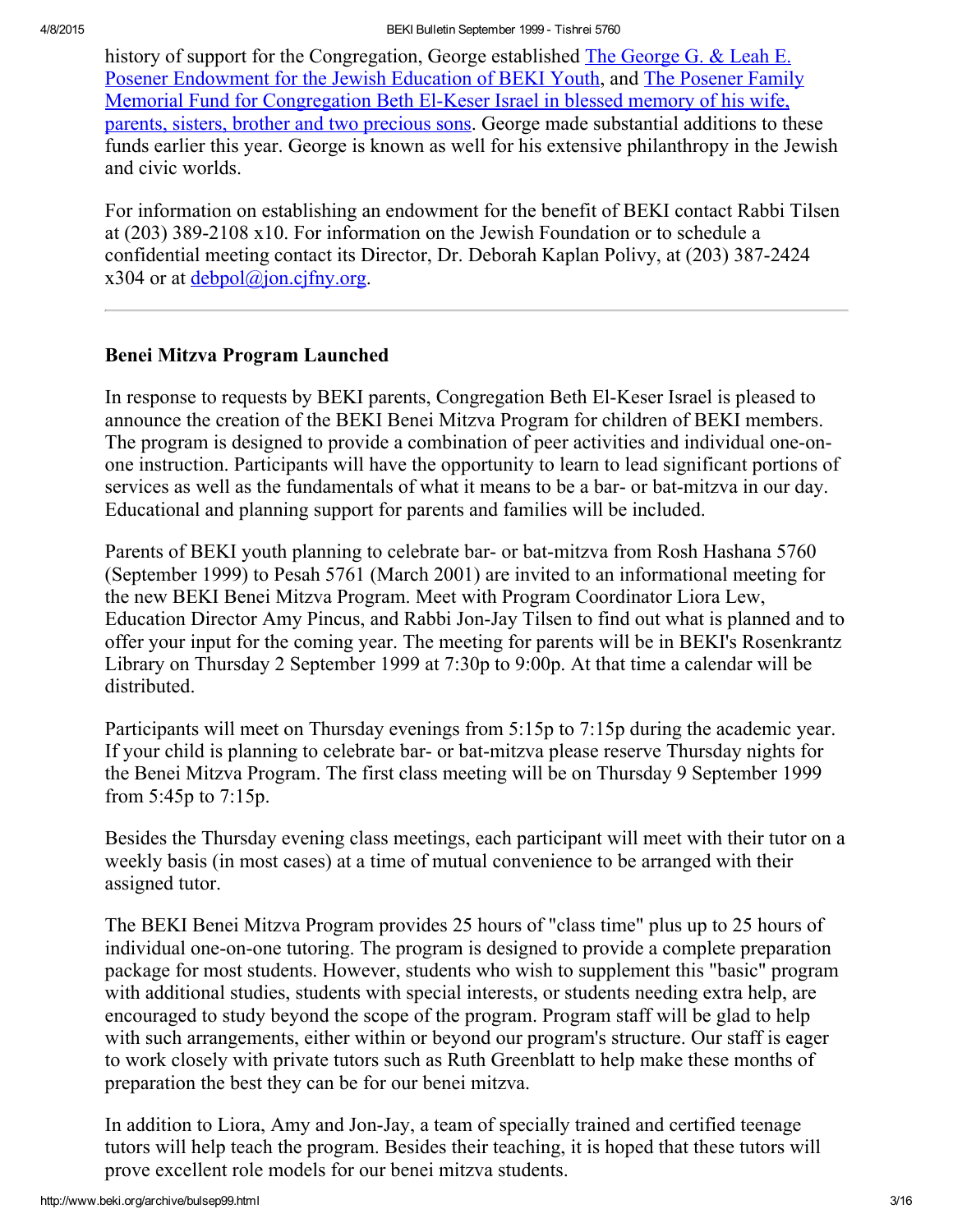history of support for the Congregation, George established [The George G. & Leah E. Posener Endowment for the Jewish Education of BEKI Youth](), and [The Posener Family Memorial Fund for Congregation Beth El-Keser Israel in blessed memory of his wife, parents, sisters, brother and two precious sons](). George made substantial additions to these funds earlier this year. George is known as well for his extensive philanthropy in the Jewish and civic worlds.

For information on establishing an endowment for the benefit of BEKI contact Rabbi Tilsen at (203) 389-2108 x10. For information on the Jewish Foundation or to schedule a confidential meeting contact its Director, Dr. Deborah Kaplan Polivy, at (203) 387-2424 x304 or at debpol@jon.cjfny.org.

---

### Benei Mitzva Program Launched

In response to requests by BEKI parents, Congregation Beth El-Keser Israel is pleased to announce the creation of the BEKI Benei Mitzva Program for children of BEKI members. The program is designed to provide a combination of peer activities and individual one-on-one instruction. Participants will have the opportunity to learn to lead significant portions of services as well as the fundamentals of what it means to be a bar- or bat-mitzva in our day. Educational and planning support for parents and families will be included.

Parents of BEKI youth planning to celebrate bar- or bat-mitzva from Rosh Hashana 5760 (September 1999) to Pesah 5761 (March 2001) are invited to an informational meeting for the new BEKI Benei Mitzva Program. Meet with Program Coordinator Liora Lew, Education Director Amy Pincus, and Rabbi Jon-Jay Tilsen to find out what is planned and to offer your input for the coming year. The meeting for parents will be in BEKI's Rosenkrantz Library on Thursday 2 September 1999 at 7:30p to 9:00p. At that time a calendar will be distributed.

Participants will meet on Thursday evenings from 5:15p to 7:15p during the academic year. If your child is planning to celebrate bar- or bat-mitzva please reserve Thursday nights for the Benei Mitzva Program. The first class meeting will be on Thursday 9 September 1999 from 5:45p to 7:15p.

Besides the Thursday evening class meetings, each participant will meet with their tutor on a weekly basis (in most cases) at a time of mutual convenience to be arranged with their assigned tutor.

The BEKI Benei Mitzva Program provides 25 hours of "class time" plus up to 25 hours of individual one-on-one tutoring. The program is designed to provide a complete preparation package for most students. However, students who wish to supplement this "basic" program with additional studies, students with special interests, or students needing extra help, are encouraged to study beyond the scope of the program. Program staff will be glad to help with such arrangements, either within or beyond our program's structure. Our staff is eager to work closely with private tutors such as Ruth Greenblatt to help make these months of preparation the best they can be for our benei mitzva.

In addition to Liora, Amy and Jon-Jay, a team of specially trained and certified teenage tutors will help teach the program. Besides their teaching, it is hoped that these tutors will prove excellent role models for our benei mitzva students.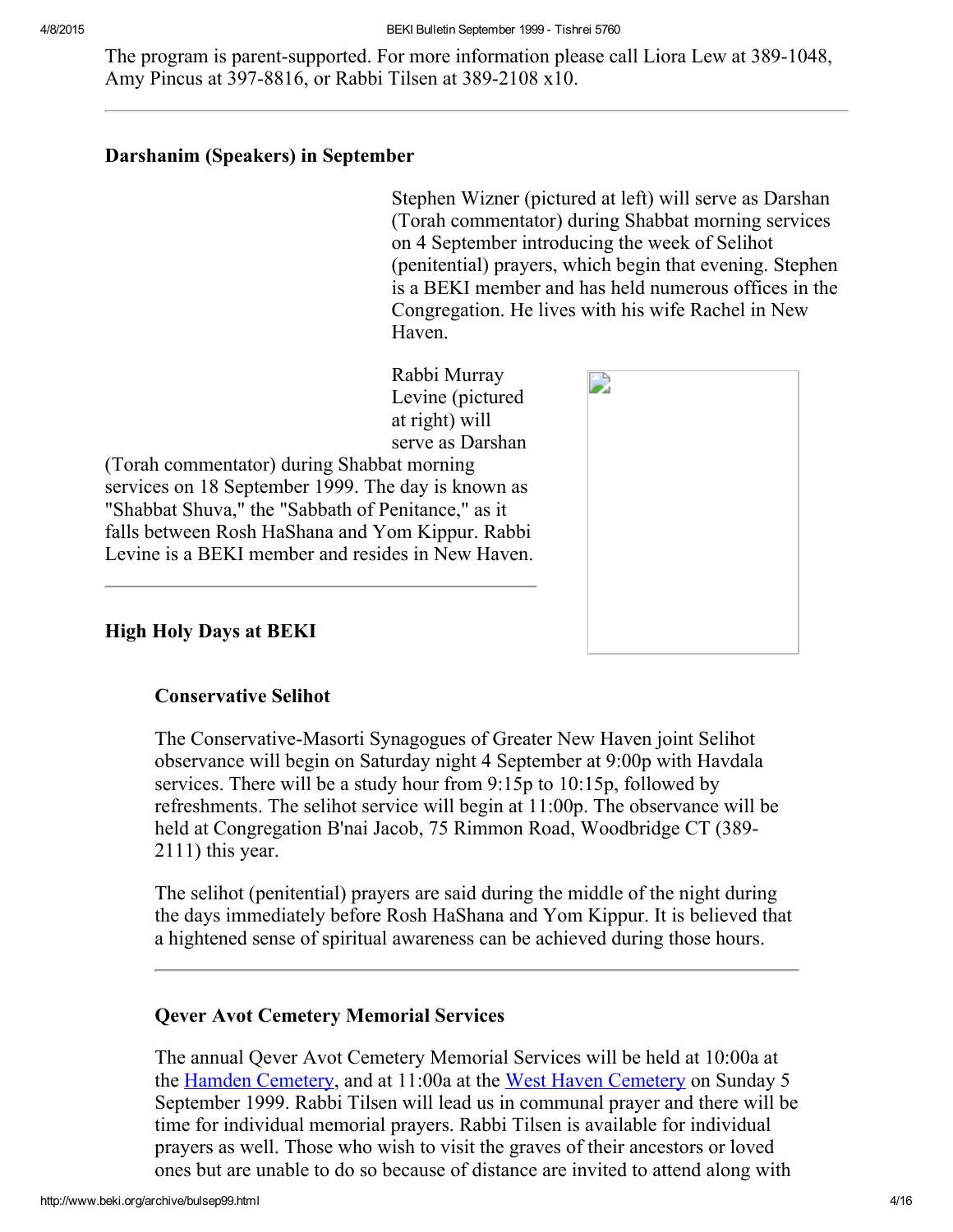The program is parent-supported. For more information please call Liora Lew at 389-1048, Amy Pincus at 397-8816, or Rabbi Tilsen at 389-2108 x10.

---

### Darshanim (Speakers) in September

Stephen Wizner (pictured at left) will serve as Darshan (Torah commentator) during Shabbat morning services on 4 September introducing the week of Selihot (penitential) prayers, which begin that evening. Stephen is a BEKI member and has held numerous offices in the Congregation. He lives with his wife Rachel in New Haven.

Rabbi Murray Levine (pictured at right) will serve as Darshan (Torah commentator) during Shabbat morning services on 18 September 1999. The day is known as "Shabbat Shuva," the "Sabbath of Penitance," as it falls between Rosh HaShana and Yom Kippur. Rabbi Levine is a BEKI member and resides in New Haven.

---

### High Holy Days at BEKI

#### Conservative Selihot

The Conservative-Masorti Synagogues of Greater New Haven joint Selihot observance will begin on Saturday night 4 September at 9:00p with Havdala services. There will be a study hour from 9:15p to 10:15p, followed by refreshments. The selihot service will begin at 11:00p. The observance will be held at Congregation B'nai Jacob, 75 Rimmon Road, Woodbridge CT (389-2111) this year.

The selihot (penitential) prayers are said during the middle of the night during the days immediately before Rosh HaShana and Yom Kippur. It is believed that a hightened sense of spiritual awareness can be achieved during those hours.

---

#### Qever Avot Cemetery Memorial Services

The annual Qever Avot Cemetery Memorial Services will be held at 10:00a at the Hamden Cemetery, and at 11:00a at the West Haven Cemetery on Sunday 5 September 1999. Rabbi Tilsen will lead us in communal prayer and there will be time for individual memorial prayers. Rabbi Tilsen is available for individual prayers as well. Those who wish to visit the graves of their ancestors or loved ones but are unable to do so because of distance are invited to attend along with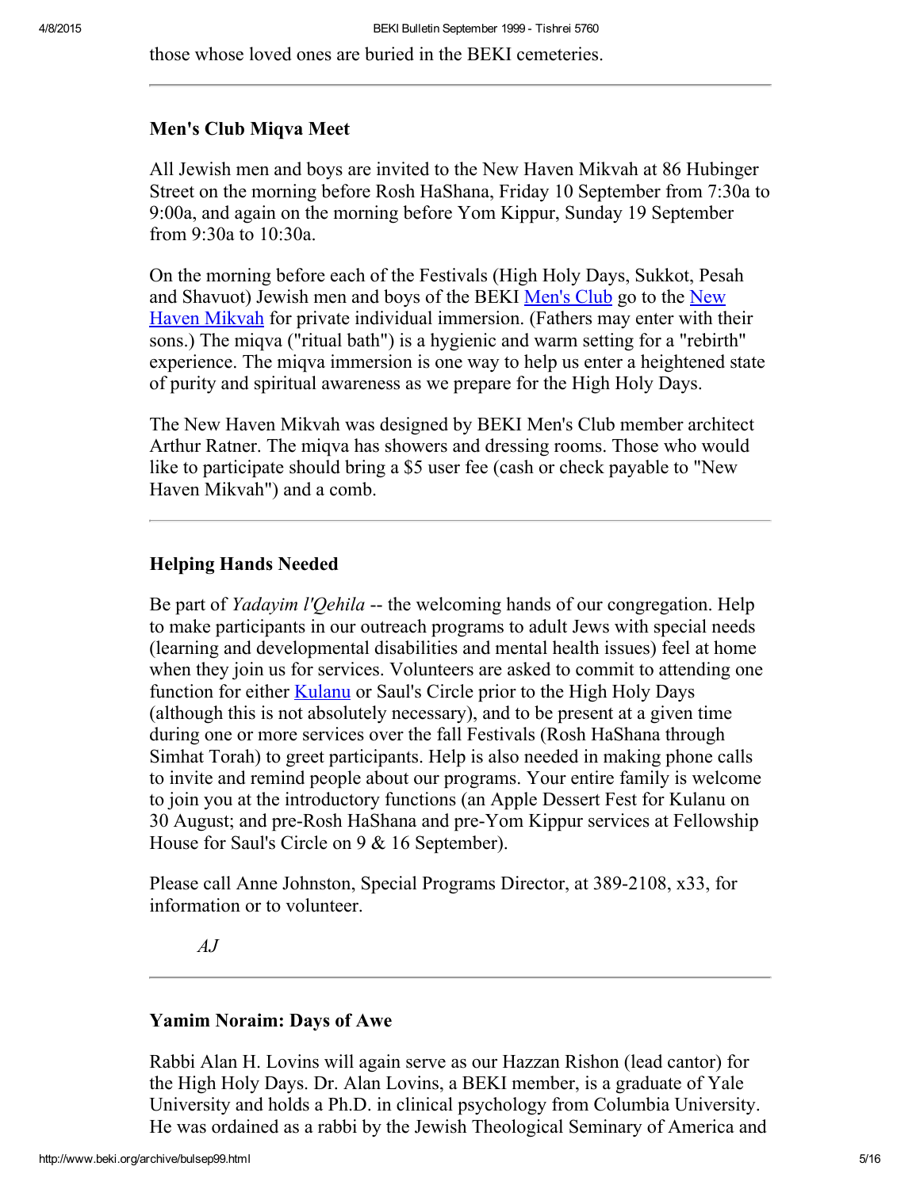those whose loved ones are buried in the BEKI cemeteries.

---

### Men's Club Miqva Meet

All Jewish men and boys are invited to the New Haven Mikvah at 86 Hubinger Street on the morning before Rosh HaShana, Friday 10 September from 7:30a to 9:00a, and again on the morning before Yom Kippur, Sunday 19 September from 9:30a to 10:30a.

On the morning before each of the Festivals (High Holy Days, Sukkot, Pesah and Shavuot) Jewish men and boys of the BEKI Men's Club go to the New Haven Mikvah for private individual immersion. (Fathers may enter with their sons.) The miqva ("ritual bath") is a hygienic and warm setting for a "rebirth" experience. The miqva immersion is one way to help us enter a heightened state of purity and spiritual awareness as we prepare for the High Holy Days.

The New Haven Mikvah was designed by BEKI Men's Club member architect Arthur Ratner. The miqva has showers and dressing rooms. Those who would like to participate should bring a $5 user fee (cash or check payable to "New Haven Mikvah") and a comb.

---

### Helping Hands Needed

Be part of *Yadayim l'Qehila* -- the welcoming hands of our congregation. Help to make participants in our outreach programs to adult Jews with special needs (learning and developmental disabilities and mental health issues) feel at home when they join us for services. Volunteers are asked to commit to attending one function for either Kulanu or Saul's Circle prior to the High Holy Days (although this is not absolutely necessary), and to be present at a given time during one or more services over the fall Festivals (Rosh HaShana through Simhat Torah) to greet participants. Help is also needed in making phone calls to invite and remind people about our programs. Your entire family is welcome to join you at the introductory functions (an Apple Dessert Fest for Kulanu on 30 August; and pre-Rosh HaShana and pre-Yom Kippur services at Fellowship House for Saul's Circle on 9 & 16 September).

Please call Anne Johnston, Special Programs Director, at 389-2108, x33, for information or to volunteer.

*AJ*

---

### Yamim Noraim: Days of Awe

Rabbi Alan H. Lovins will again serve as our Hazzan Rishon (lead cantor) for the High Holy Days. Dr. Alan Lovins, a BEKI member, is a graduate of Yale University and holds a Ph.D. in clinical psychology from Columbia University. He was ordained as a rabbi by the Jewish Theological Seminary of America and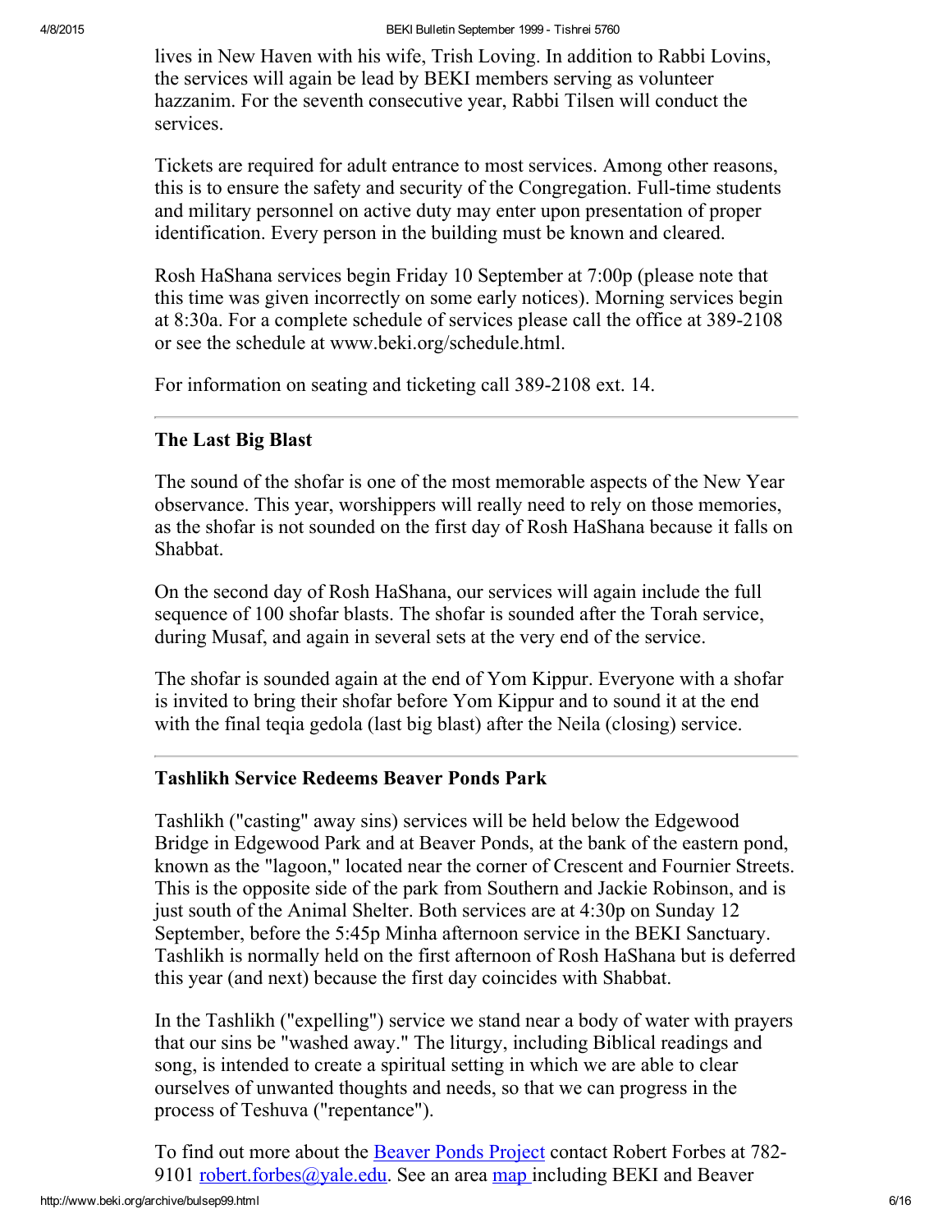lives in New Haven with his wife, Trish Loving. In addition to Rabbi Lovins, the services will again be lead by BEKI members serving as volunteer hazzanim. For the seventh consecutive year, Rabbi Tilsen will conduct the services.

Tickets are required for adult entrance to most services. Among other reasons, this is to ensure the safety and security of the Congregation. Full-time students and military personnel on active duty may enter upon presentation of proper identification. Every person in the building must be known and cleared.

Rosh HaShana services begin Friday 10 September at 7:00p (please note that this time was given incorrectly on some early notices). Morning services begin at 8:30a. For a complete schedule of services please call the office at 389-2108 or see the schedule at www.beki.org/schedule.html.

For information on seating and ticketing call 389-2108 ext. 14.

---

### The Last Big Blast

The sound of the shofar is one of the most memorable aspects of the New Year observance. This year, worshippers will really need to rely on those memories, as the shofar is not sounded on the first day of Rosh HaShana because it falls on Shabbat.

On the second day of Rosh HaShana, our services will again include the full sequence of 100 shofar blasts. The shofar is sounded after the Torah service, during Musaf, and again in several sets at the very end of the service.

The shofar is sounded again at the end of Yom Kippur. Everyone with a shofar is invited to bring their shofar before Yom Kippur and to sound it at the end with the final teqia gedola (last big blast) after the Neila (closing) service.

---

### Tashlikh Service Redeems Beaver Ponds Park

Tashlikh ("casting" away sins) services will be held below the Edgewood Bridge in Edgewood Park and at Beaver Ponds, at the bank of the eastern pond, known as the "lagoon," located near the corner of Crescent and Fournier Streets. This is the opposite side of the park from Southern and Jackie Robinson, and is just south of the Animal Shelter. Both services are at 4:30p on Sunday 12 September, before the 5:45p Minha afternoon service in the BEKI Sanctuary. Tashlikh is normally held on the first afternoon of Rosh HaShana but is deferred this year (and next) because the first day coincides with Shabbat.

In the Tashlikh ("expelling") service we stand near a body of water with prayers that our sins be "washed away." The liturgy, including Biblical readings and song, is intended to create a spiritual setting in which we are able to clear ourselves of unwanted thoughts and needs, so that we can progress in the process of Teshuva ("repentance").

To find out more about the [Beaver Ponds Project](#) contact Robert Forbes at 782-9101 [robert.forbes@yale.edu](mailto:robert.forbes@yale.edu). See an area [map](#) including BEKI and Beaver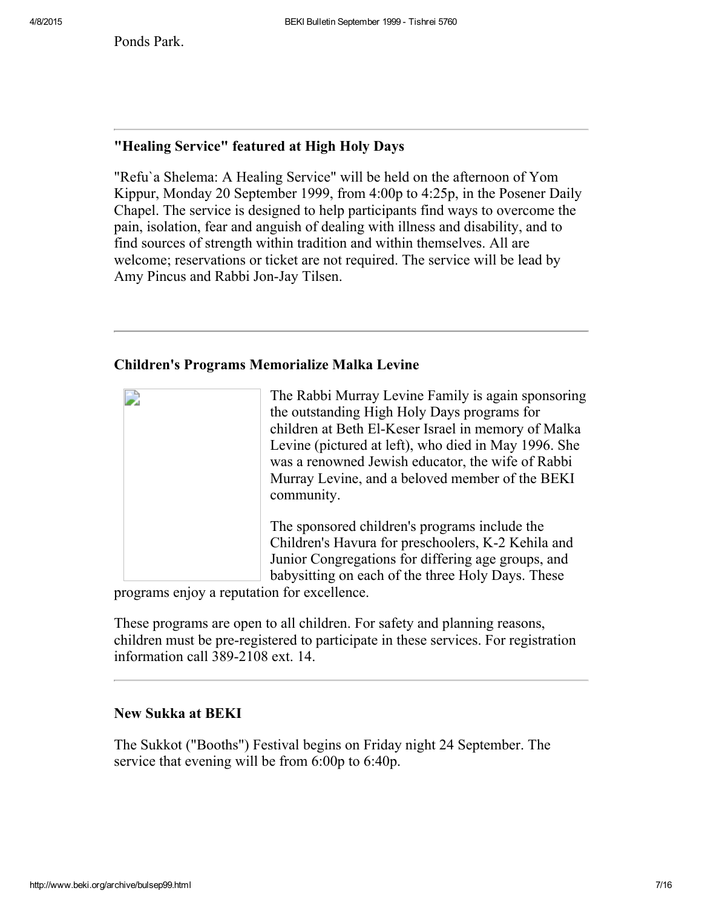Ponds Park.

### "Healing Service" featured at High Holy Days

"Refu`a Shelema: A Healing Service" will be held on the afternoon of Yom Kippur, Monday 20 September 1999, from 4:00p to 4:25p, in the Posener Daily Chapel. The service is designed to help participants find ways to overcome the pain, isolation, fear and anguish of dealing with illness and disability, and to find sources of strength within tradition and within themselves. All are welcome; reservations or ticket are not required. The service will be lead by Amy Pincus and Rabbi Jon-Jay Tilsen.

### Children's Programs Memorialize Malka Levine

The Rabbi Murray Levine Family is again sponsoring the outstanding High Holy Days programs for children at Beth El-Keser Israel in memory of Malka Levine (pictured at left), who died in May 1996. She was a renowned Jewish educator, the wife of Rabbi Murray Levine, and a beloved member of the BEKI community.

The sponsored children's programs include the Children's Havura for preschoolers, K-2 Kehila and Junior Congregations for differing age groups, and babysitting on each of the three Holy Days. These programs enjoy a reputation for excellence.

These programs are open to all children. For safety and planning reasons, children must be pre-registered to participate in these services. For registration information call 389-2108 ext. 14.

### New Sukka at BEKI

The Sukkot ("Booths") Festival begins on Friday night 24 September. The service that evening will be from 6:00p to 6:40p.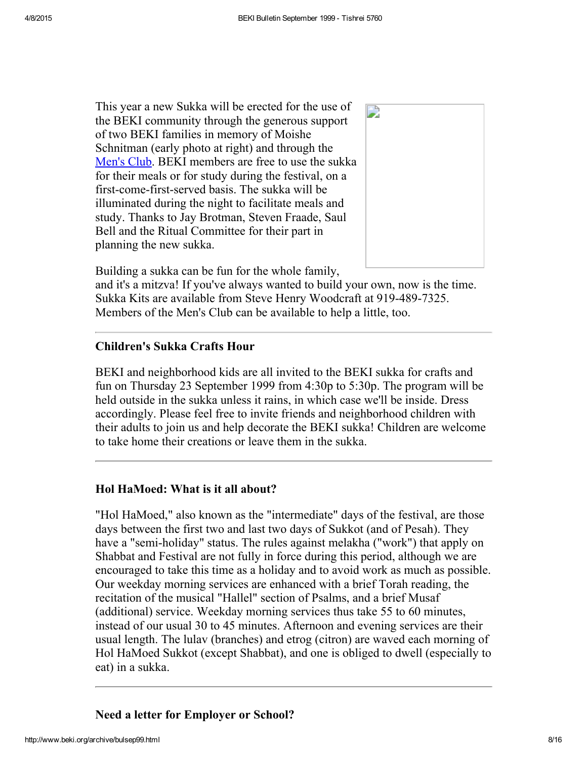This year a new Sukka will be erected for the use of the BEKI community through the generous support of two BEKI families in memory of Moishe Schnitman (early photo at right) and through the Men's Club. BEKI members are free to use the sukka for their meals or for study during the festival, on a first-come-first-served basis. The sukka will be illuminated during the night to facilitate meals and study. Thanks to Jay Brotman, Steven Fraade, Saul Bell and the Ritual Committee for their part in planning the new sukka.

Building a sukka can be fun for the whole family, and it's a mitzva! If you've always wanted to build your own, now is the time. Sukka Kits are available from Steve Henry Woodcraft at 919-489-7325. Members of the Men's Club can be available to help a little, too.

---

### Children's Sukka Crafts Hour

BEKI and neighborhood kids are all invited to the BEKI sukka for crafts and fun on Thursday 23 September 1999 from 4:30p to 5:30p. The program will be held outside in the sukka unless it rains, in which case we'll be inside. Dress accordingly. Please feel free to invite friends and neighborhood children with their adults to join us and help decorate the BEKI sukka! Children are welcome to take home their creations or leave them in the sukka.

---

### Hol HaMoed: What is it all about?

"Hol HaMoed," also known as the "intermediate" days of the festival, are those days between the first two and last two days of Sukkot (and of Pesah). They have a "semi-holiday" status. The rules against melakha ("work") that apply on Shabbat and Festival are not fully in force during this period, although we are encouraged to take this time as a holiday and to avoid work as much as possible. Our weekday morning services are enhanced with a brief Torah reading, the recitation of the musical "Hallel" section of Psalms, and a brief Musaf (additional) service. Weekday morning services thus take 55 to 60 minutes, instead of our usual 30 to 45 minutes. Afternoon and evening services are their usual length. The lulav (branches) and etrog (citron) are waved each morning of Hol HaMoed Sukkot (except Shabbat), and one is obliged to dwell (especially to eat) in a sukka.

---

### Need a letter for Employer or School?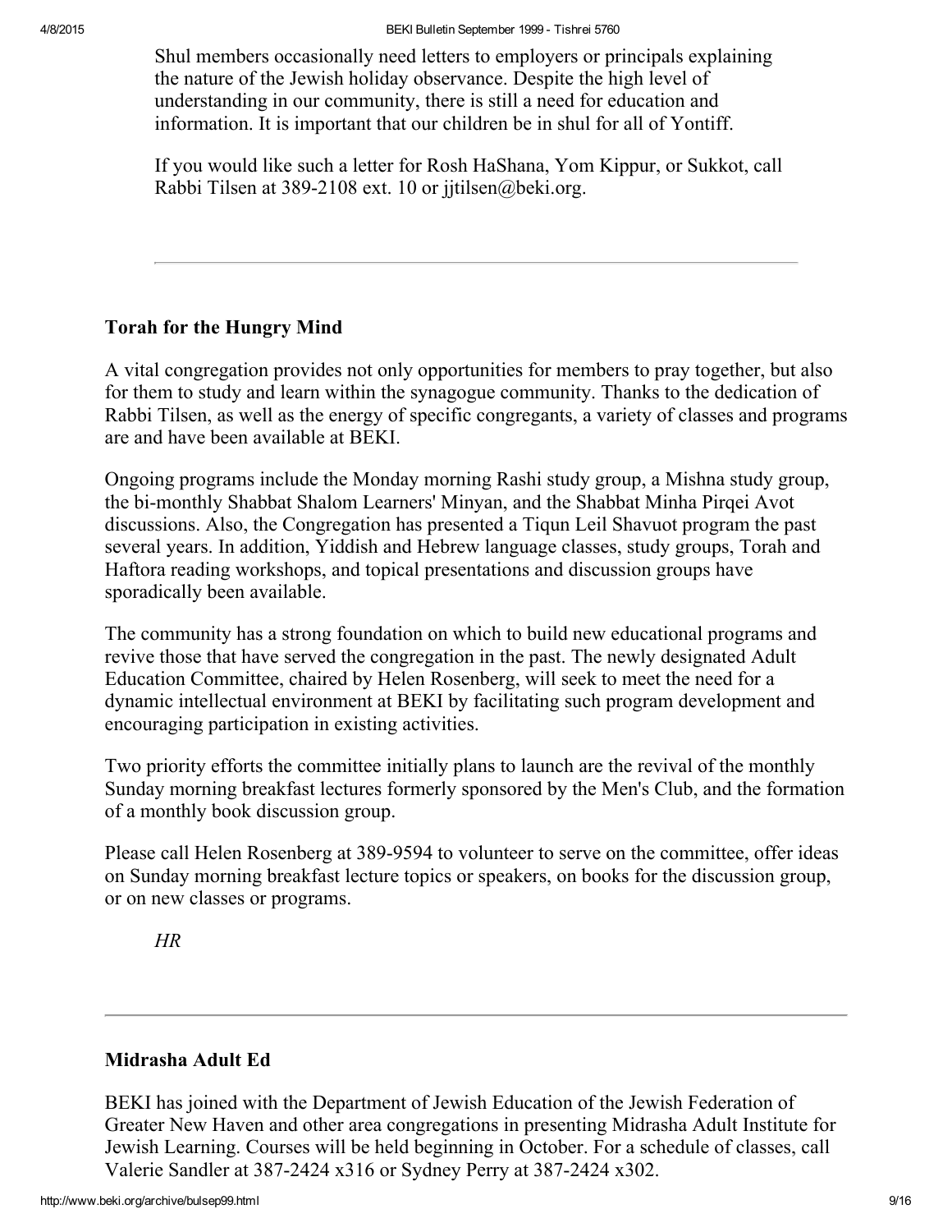Shul members occasionally need letters to employers or principals explaining the nature of the Jewish holiday observance. Despite the high level of understanding in our community, there is still a need for education and information. It is important that our children be in shul for all of Yontiff.

If you would like such a letter for Rosh HaShana, Yom Kippur, or Sukkot, call Rabbi Tilsen at 389-2108 ext. 10 or jjtilsen@beki.org.

---

### Torah for the Hungry Mind

A vital congregation provides not only opportunities for members to pray together, but also for them to study and learn within the synagogue community. Thanks to the dedication of Rabbi Tilsen, as well as the energy of specific congregants, a variety of classes and programs are and have been available at BEKI.

Ongoing programs include the Monday morning Rashi study group, a Mishna study group, the bi-monthly Shabbat Shalom Learners' Minyan, and the Shabbat Minha Pirqei Avot discussions. Also, the Congregation has presented a Tiqun Leil Shavuot program the past several years. In addition, Yiddish and Hebrew language classes, study groups, Torah and Haftora reading workshops, and topical presentations and discussion groups have sporadically been available.

The community has a strong foundation on which to build new educational programs and revive those that have served the congregation in the past. The newly designated Adult Education Committee, chaired by Helen Rosenberg, will seek to meet the need for a dynamic intellectual environment at BEKI by facilitating such program development and encouraging participation in existing activities.

Two priority efforts the committee initially plans to launch are the revival of the monthly Sunday morning breakfast lectures formerly sponsored by the Men's Club, and the formation of a monthly book discussion group.

Please call Helen Rosenberg at 389-9594 to volunteer to serve on the committee, offer ideas on Sunday morning breakfast lecture topics or speakers, on books for the discussion group, or on new classes or programs.

*HR*

---

### Midrasha Adult Ed

BEKI has joined with the Department of Jewish Education of the Jewish Federation of Greater New Haven and other area congregations in presenting Midrasha Adult Institute for Jewish Learning. Courses will be held beginning in October. For a schedule of classes, call Valerie Sandler at 387-2424 x316 or Sydney Perry at 387-2424 x302.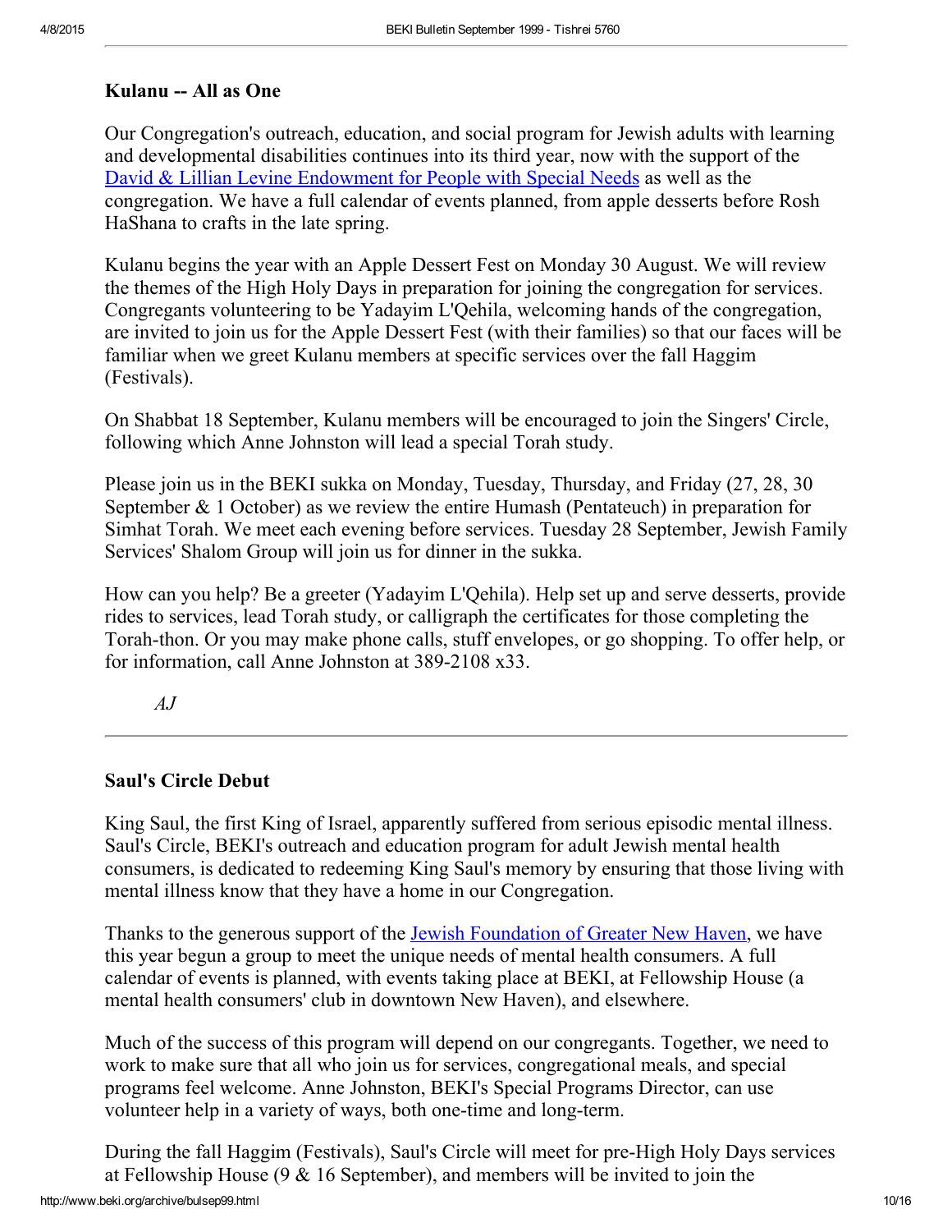### Kulanu -- All as One

Our Congregation's outreach, education, and social program for Jewish adults with learning and developmental disabilities continues into its third year, now with the support of the David & Lillian Levine Endowment for People with Special Needs as well as the congregation. We have a full calendar of events planned, from apple desserts before Rosh HaShana to crafts in the late spring.

Kulanu begins the year with an Apple Dessert Fest on Monday 30 August. We will review the themes of the High Holy Days in preparation for joining the congregation for services. Congregants volunteering to be Yadayim L'Qehila, welcoming hands of the congregation, are invited to join us for the Apple Dessert Fest (with their families) so that our faces will be familiar when we greet Kulanu members at specific services over the fall Haggim (Festivals).

On Shabbat 18 September, Kulanu members will be encouraged to join the Singers' Circle, following which Anne Johnston will lead a special Torah study.

Please join us in the BEKI sukka on Monday, Tuesday, Thursday, and Friday (27, 28, 30 September & 1 October) as we review the entire Humash (Pentateuch) in preparation for Simhat Torah. We meet each evening before services. Tuesday 28 September, Jewish Family Services' Shalom Group will join us for dinner in the sukka.

How can you help? Be a greeter (Yadayim L'Qehila). Help set up and serve desserts, provide rides to services, lead Torah study, or calligraph the certificates for those completing the Torah-thon. Or you may make phone calls, stuff envelopes, or go shopping. To offer help, or for information, call Anne Johnston at 389-2108 x33.

*AJ*

---

### Saul's Circle Debut

King Saul, the first King of Israel, apparently suffered from serious episodic mental illness. Saul's Circle, BEKI's outreach and education program for adult Jewish mental health consumers, is dedicated to redeeming King Saul's memory by ensuring that those living with mental illness know that they have a home in our Congregation.

Thanks to the generous support of the Jewish Foundation of Greater New Haven, we have this year begun a group to meet the unique needs of mental health consumers. A full calendar of events is planned, with events taking place at BEKI, at Fellowship House (a mental health consumers' club in downtown New Haven), and elsewhere.

Much of the success of this program will depend on our congregants. Together, we need to work to make sure that all who join us for services, congregational meals, and special programs feel welcome. Anne Johnston, BEKI's Special Programs Director, can use volunteer help in a variety of ways, both one-time and long-term.

During the fall Haggim (Festivals), Saul's Circle will meet for pre-High Holy Days services at Fellowship House (9 & 16 September), and members will be invited to join the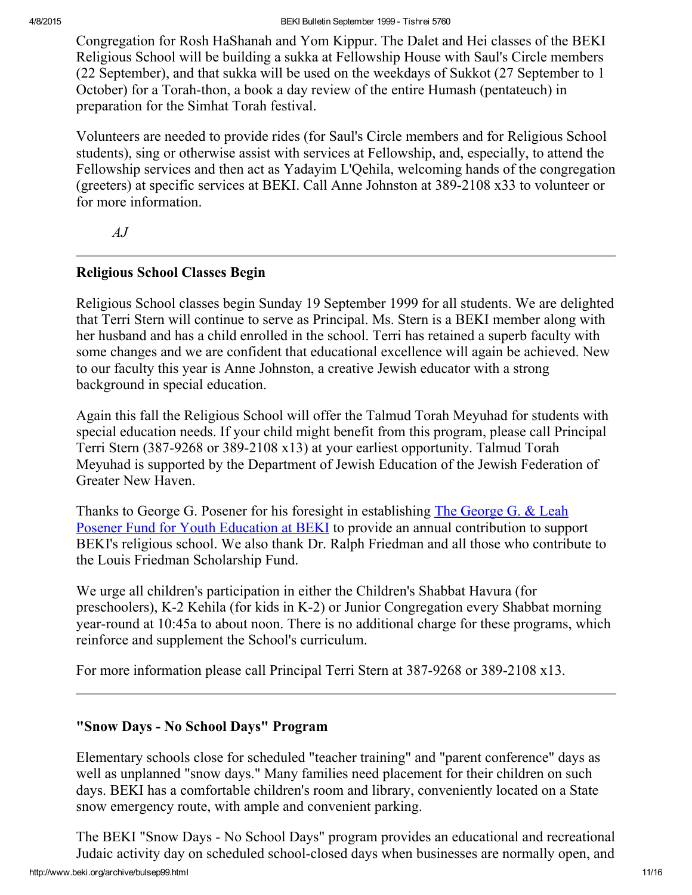Congregation for Rosh HaShanah and Yom Kippur. The Dalet and Hei classes of the BEKI Religious School will be building a sukka at Fellowship House with Saul's Circle members (22 September), and that sukka will be used on the weekdays of Sukkot (27 September to 1 October) for a Torah-thon, a book a day review of the entire Humash (pentateuch) in preparation for the Simhat Torah festival.

Volunteers are needed to provide rides (for Saul's Circle members and for Religious School students), sing or otherwise assist with services at Fellowship, and, especially, to attend the Fellowship services and then act as Yadayim L'Qehila, welcoming hands of the congregation (greeters) at specific services at BEKI. Call Anne Johnston at 389-2108 x33 to volunteer or for more information.

*AJ*

---

### Religious School Classes Begin

Religious School classes begin Sunday 19 September 1999 for all students. We are delighted that Terri Stern will continue to serve as Principal. Ms. Stern is a BEKI member along with her husband and has a child enrolled in the school. Terri has retained a superb faculty with some changes and we are confident that educational excellence will again be achieved. New to our faculty this year is Anne Johnston, a creative Jewish educator with a strong background in special education.

Again this fall the Religious School will offer the Talmud Torah Meyuhad for students with special education needs. If your child might benefit from this program, please call Principal Terri Stern (387-9268 or 389-2108 x13) at your earliest opportunity. Talmud Torah Meyuhad is supported by the Department of Jewish Education of the Jewish Federation of Greater New Haven.

Thanks to George G. Posener for his foresight in establishing The George G. & Leah Posener Fund for Youth Education at BEKI to provide an annual contribution to support BEKI's religious school. We also thank Dr. Ralph Friedman and all those who contribute to the Louis Friedman Scholarship Fund.

We urge all children's participation in either the Children's Shabbat Havura (for preschoolers), K-2 Kehila (for kids in K-2) or Junior Congregation every Shabbat morning year-round at 10:45a to about noon. There is no additional charge for these programs, which reinforce and supplement the School's curriculum.

For more information please call Principal Terri Stern at 387-9268 or 389-2108 x13.

---

### "Snow Days - No School Days" Program

Elementary schools close for scheduled "teacher training" and "parent conference" days as well as unplanned "snow days." Many families need placement for their children on such days. BEKI has a comfortable children's room and library, conveniently located on a State snow emergency route, with ample and convenient parking.

The BEKI "Snow Days - No School Days" program provides an educational and recreational Judaic activity day on scheduled school-closed days when businesses are normally open, and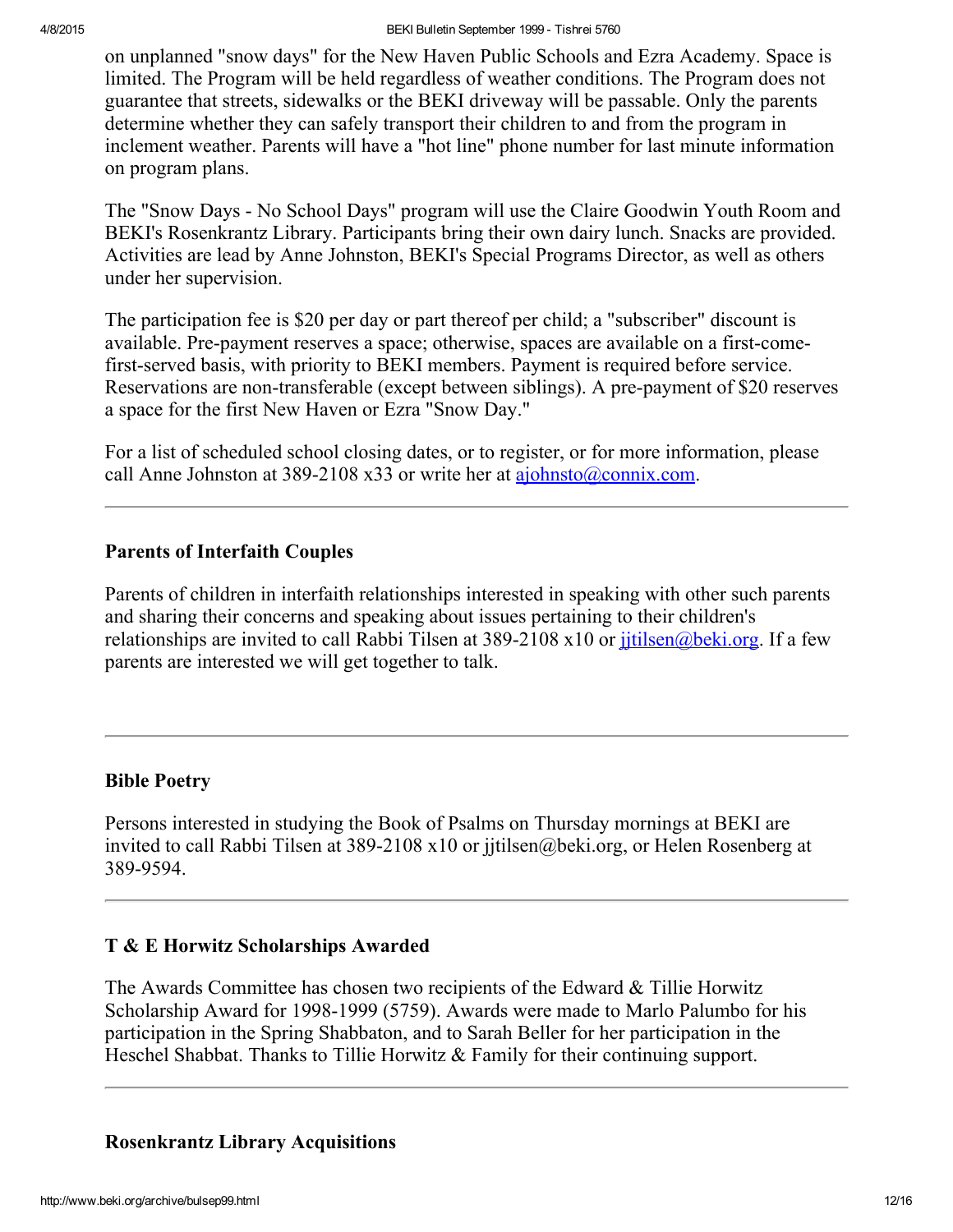on unplanned "snow days" for the New Haven Public Schools and Ezra Academy. Space is limited. The Program will be held regardless of weather conditions. The Program does not guarantee that streets, sidewalks or the BEKI driveway will be passable. Only the parents determine whether they can safely transport their children to and from the program in inclement weather. Parents will have a "hot line" phone number for last minute information on program plans.

The "Snow Days - No School Days" program will use the Claire Goodwin Youth Room and BEKI's Rosenkrantz Library. Participants bring their own dairy lunch. Snacks are provided. Activities are lead by Anne Johnston, BEKI's Special Programs Director, as well as others under her supervision.

The participation fee is $20 per day or part thereof per child; a "subscriber" discount is available. Pre-payment reserves a space; otherwise, spaces are available on a first-come-first-served basis, with priority to BEKI members. Payment is required before service. Reservations are non-transferable (except between siblings). A pre-payment of $20 reserves a space for the first New Haven or Ezra "Snow Day."

For a list of scheduled school closing dates, or to register, or for more information, please call Anne Johnston at 389-2108 x33 or write her at ajohnsto@connix.com.

---

**Parents of Interfaith Couples**

Parents of children in interfaith relationships interested in speaking with other such parents and sharing their concerns and speaking about issues pertaining to their children's relationships are invited to call Rabbi Tilsen at 389-2108 x10 or jjtilsen@beki.org. If a few parents are interested we will get together to talk.

---

**Bible Poetry**

Persons interested in studying the Book of Psalms on Thursday mornings at BEKI are invited to call Rabbi Tilsen at 389-2108 x10 or jjtilsen@beki.org, or Helen Rosenberg at 389-9594.

---

**T & E Horwitz Scholarships Awarded**

The Awards Committee has chosen two recipients of the Edward & Tillie Horwitz Scholarship Award for 1998-1999 (5759). Awards were made to Marlo Palumbo for his participation in the Spring Shabbaton, and to Sarah Beller for her participation in the Heschel Shabbat. Thanks to Tillie Horwitz & Family for their continuing support.

---

**Rosenkrantz Library Acquisitions**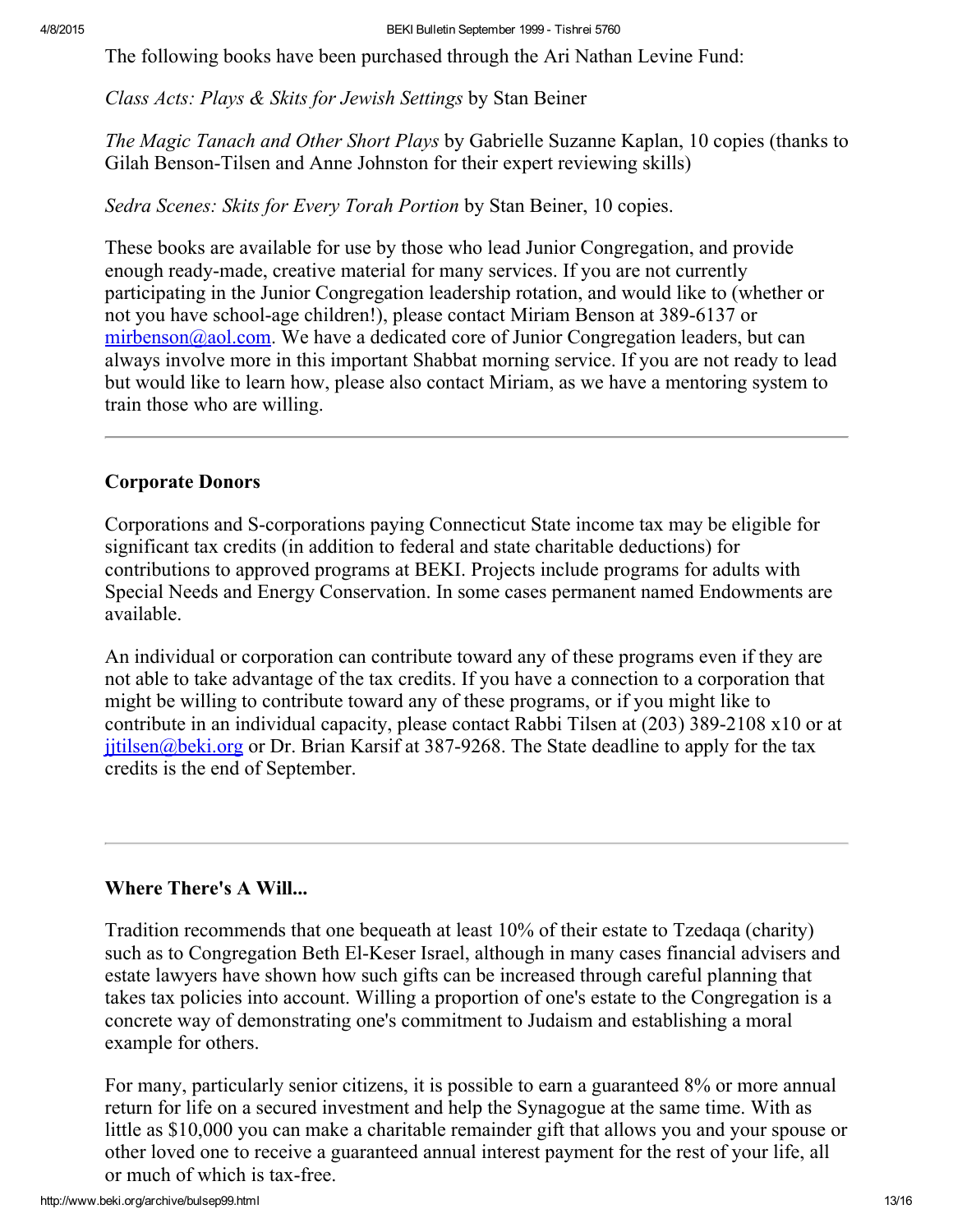The following books have been purchased through the Ari Nathan Levine Fund:

*Class Acts: Plays & Skits for Jewish Settings* by Stan Beiner

*The Magic Tanach and Other Short Plays* by Gabrielle Suzanne Kaplan, 10 copies (thanks to Gilah Benson-Tilsen and Anne Johnston for their expert reviewing skills)

*Sedra Scenes: Skits for Every Torah Portion* by Stan Beiner, 10 copies.

These books are available for use by those who lead Junior Congregation, and provide enough ready-made, creative material for many services. If you are not currently participating in the Junior Congregation leadership rotation, and would like to (whether or not you have school-age children!), please contact Miriam Benson at 389-6137 or mirbenson@aol.com. We have a dedicated core of Junior Congregation leaders, but can always involve more in this important Shabbat morning service. If you are not ready to lead but would like to learn how, please also contact Miriam, as we have a mentoring system to train those who are willing.

---

**Corporate Donors**

Corporations and S-corporations paying Connecticut State income tax may be eligible for significant tax credits (in addition to federal and state charitable deductions) for contributions to approved programs at BEKI. Projects include programs for adults with Special Needs and Energy Conservation. In some cases permanent named Endowments are available.

An individual or corporation can contribute toward any of these programs even if they are not able to take advantage of the tax credits. If you have a connection to a corporation that might be willing to contribute toward any of these programs, or if you might like to contribute in an individual capacity, please contact Rabbi Tilsen at (203) 389-2108 x10 or at jjtilsen@beki.org or Dr. Brian Karsif at 387-9268. The State deadline to apply for the tax credits is the end of September.

---

**Where There's A Will...**

Tradition recommends that one bequeath at least 10% of their estate to Tzedaqa (charity) such as to Congregation Beth El-Keser Israel, although in many cases financial advisers and estate lawyers have shown how such gifts can be increased through careful planning that takes tax policies into account. Willing a proportion of one's estate to the Congregation is a concrete way of demonstrating one's commitment to Judaism and establishing a moral example for others.

For many, particularly senior citizens, it is possible to earn a guaranteed 8% or more annual return for life on a secured investment and help the Synagogue at the same time. With as little as $10,000 you can make a charitable remainder gift that allows you and your spouse or other loved one to receive a guaranteed annual interest payment for the rest of your life, all or much of which is tax-free.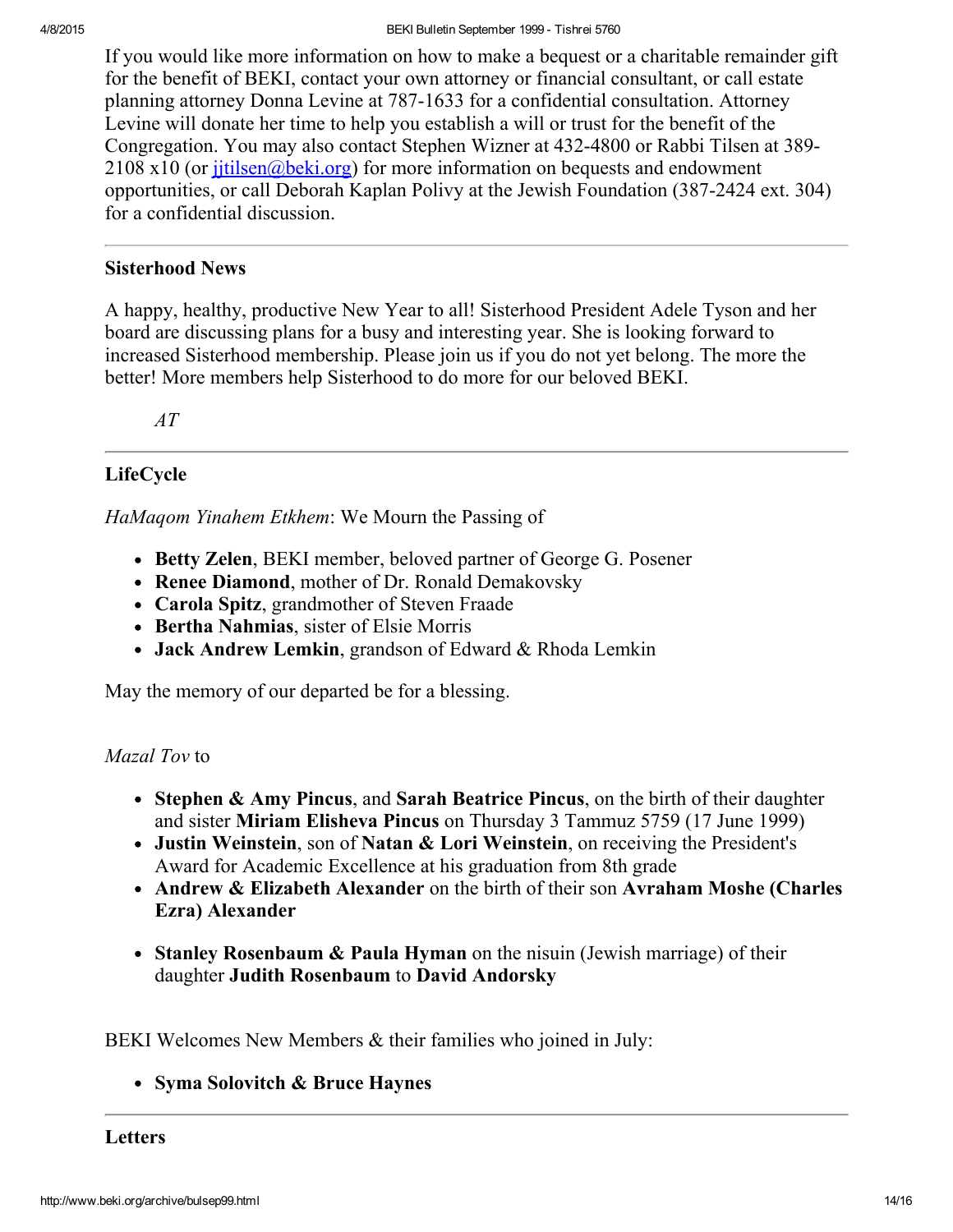If you would like more information on how to make a bequest or a charitable remainder gift for the benefit of BEKI, contact your own attorney or financial consultant, or call estate planning attorney Donna Levine at 787-1633 for a confidential consultation. Attorney Levine will donate her time to help you establish a will or trust for the benefit of the Congregation. You may also contact Stephen Wizner at 432-4800 or Rabbi Tilsen at 389-2108 x10 (or [jjtilsen@beki.org](mailto:jjtilsen@beki.org)) for more information on bequests and endowment opportunities, or call Deborah Kaplan Polivy at the Jewish Foundation (387-2424 ext. 304) for a confidential discussion.

---

### Sisterhood News

A happy, healthy, productive New Year to all! Sisterhood President Adele Tyson and her board are discussing plans for a busy and interesting year. She is looking forward to increased Sisterhood membership. Please join us if you do not yet belong. The more the better! More members help Sisterhood to do more for our beloved BEKI.

> *AT*

---

### LifeCycle

*HaMaqom Yinahem Etkhem*: We Mourn the Passing of

- **Betty Zelen**, BEKI member, beloved partner of George G. Posener
- **Renee Diamond**, mother of Dr. Ronald Demakovsky
- **Carola Spitz**, grandmother of Steven Fraade
- **Bertha Nahmias**, sister of Elsie Morris
- **Jack Andrew Lemkin**, grandson of Edward & Rhoda Lemkin

May the memory of our departed be for a blessing.

*Mazal Tov* to

- **Stephen & Amy Pincus**, and **Sarah Beatrice Pincus**, on the birth of their daughter and sister **Miriam Elisheva Pincus** on Thursday 3 Tammuz 5759 (17 June 1999)
- **Justin Weinstein**, son of **Natan & Lori Weinstein**, on receiving the President's Award for Academic Excellence at his graduation from 8th grade
- **Andrew & Elizabeth Alexander** on the birth of their son **Avraham Moshe (Charles Ezra) Alexander**
- **Stanley Rosenbaum & Paula Hyman** on the nisuin (Jewish marriage) of their daughter **Judith Rosenbaum** to **David Andorsky**

BEKI Welcomes New Members & their families who joined in July:

- **Syma Solovitch & Bruce Haynes**

---

### Letters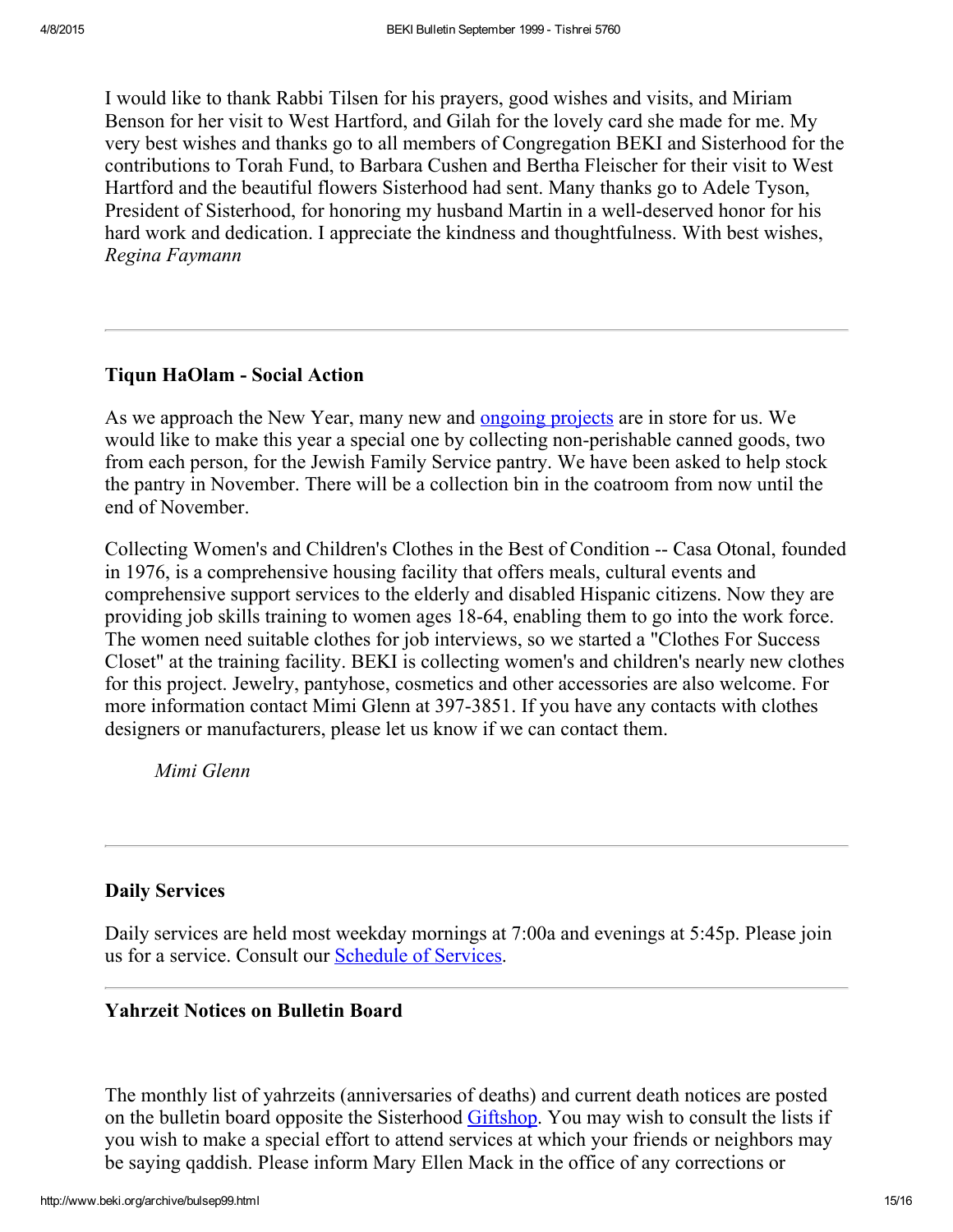I would like to thank Rabbi Tilsen for his prayers, good wishes and visits, and Miriam Benson for her visit to West Hartford, and Gilah for the lovely card she made for me. My very best wishes and thanks go to all members of Congregation BEKI and Sisterhood for the contributions to Torah Fund, to Barbara Cushen and Bertha Fleischer for their visit to West Hartford and the beautiful flowers Sisterhood had sent. Many thanks go to Adele Tyson, President of Sisterhood, for honoring my husband Martin in a well-deserved honor for his hard work and dedication. I appreciate the kindness and thoughtfulness. With best wishes, *Regina Faymann*

---

### Tiqun HaOlam - Social Action

As we approach the New Year, many new and ongoing projects are in store for us. We would like to make this year a special one by collecting non-perishable canned goods, two from each person, for the Jewish Family Service pantry. We have been asked to help stock the pantry in November. There will be a collection bin in the coatroom from now until the end of November.

Collecting Women's and Children's Clothes in the Best of Condition -- Casa Otonal, founded in 1976, is a comprehensive housing facility that offers meals, cultural events and comprehensive support services to the elderly and disabled Hispanic citizens. Now they are providing job skills training to women ages 18-64, enabling them to go into the work force. The women need suitable clothes for job interviews, so we started a "Clothes For Success Closet" at the training facility. BEKI is collecting women's and children's nearly new clothes for this project. Jewelry, pantyhose, cosmetics and other accessories are also welcome. For more information contact Mimi Glenn at 397-3851. If you have any contacts with clothes designers or manufacturers, please let us know if we can contact them.

*Mimi Glenn*

---

### Daily Services

Daily services are held most weekday mornings at 7:00a and evenings at 5:45p. Please join us for a service. Consult our Schedule of Services.

---

### Yahrzeit Notices on Bulletin Board

The monthly list of yahrzeits (anniversaries of deaths) and current death notices are posted on the bulletin board opposite the Sisterhood Giftshop. You may wish to consult the lists if you wish to make a special effort to attend services at which your friends or neighbors may be saying qaddish. Please inform Mary Ellen Mack in the office of any corrections or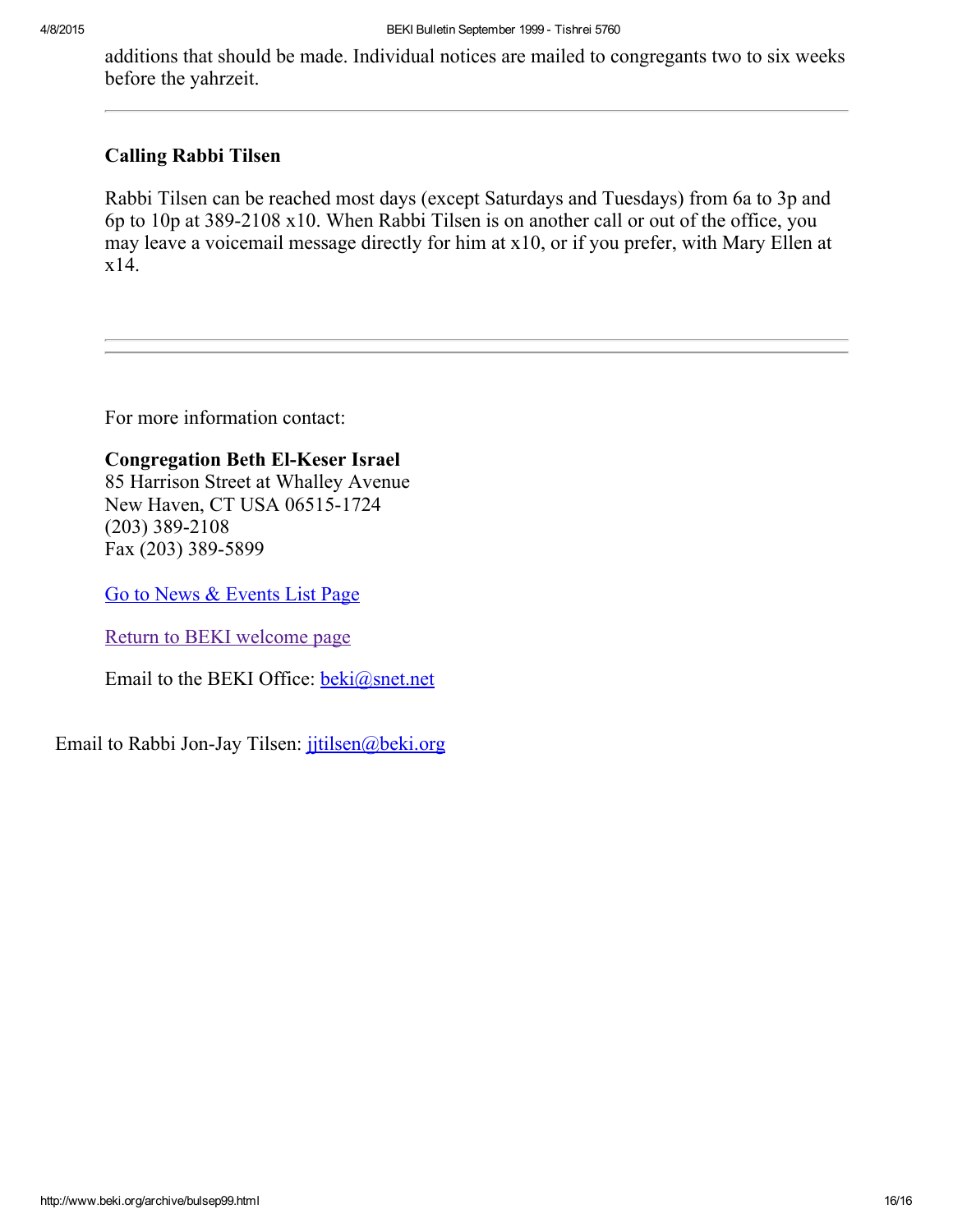additions that should be made. Individual notices are mailed to congregants two to six weeks before the yahrzeit.

---

### Calling Rabbi Tilsen

Rabbi Tilsen can be reached most days (except Saturdays and Tuesdays) from 6a to 3p and 6p to 10p at 389-2108 x10. When Rabbi Tilsen is on another call or out of the office, you may leave a voicemail message directly for him at x10, or if you prefer, with Mary Ellen at x14.

---

---

For more information contact:

**Congregation Beth El-Keser Israel**
85 Harrison Street at Whalley Avenue
New Haven, CT USA 06515-1724
(203) 389-2108
Fax (203) 389-5899

Go to News & Events List Page

Return to BEKI welcome page

Email to the BEKI Office: beki@snet.net

Email to Rabbi Jon-Jay Tilsen: jjtilsen@beki.org